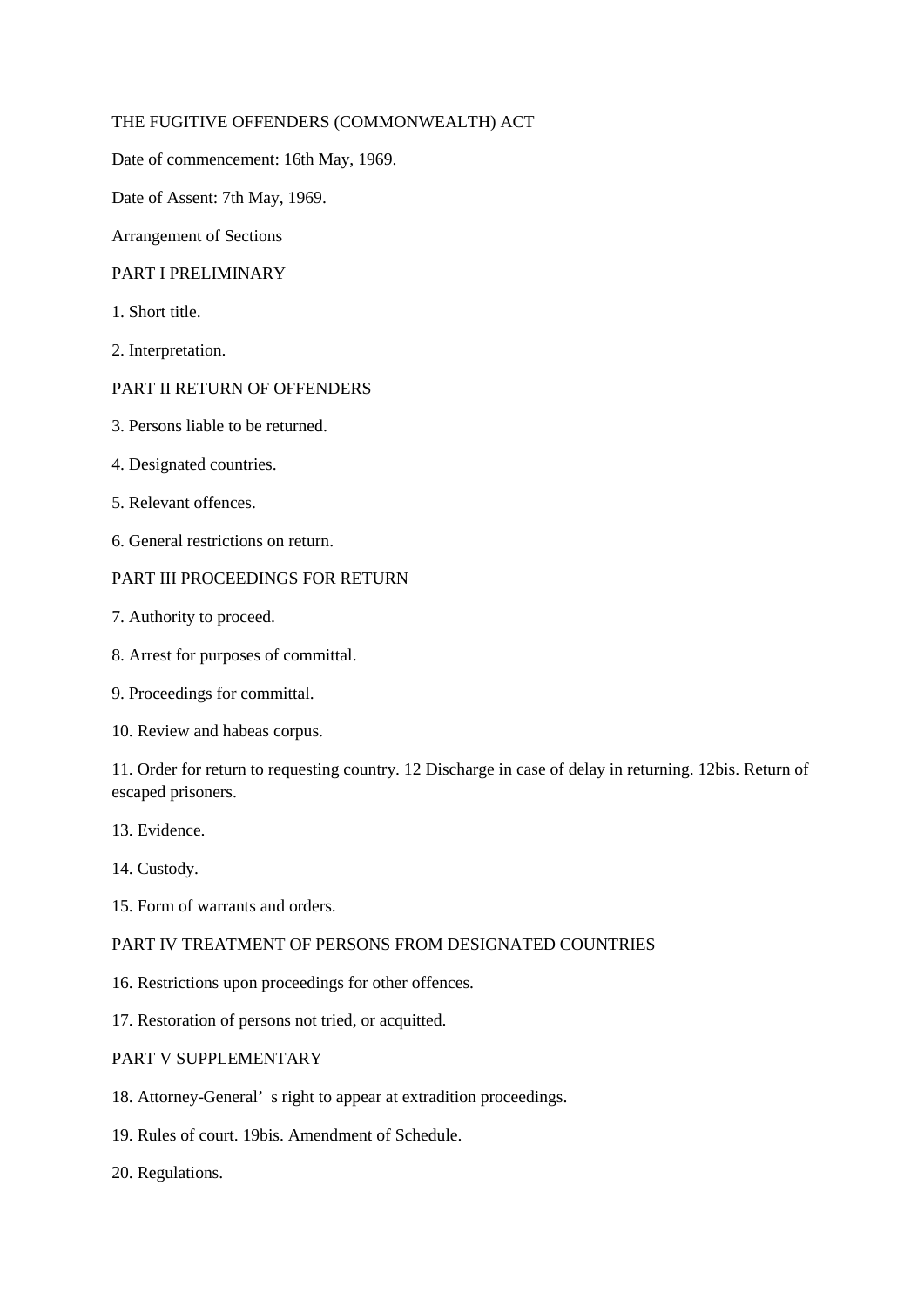# THE FUGITIVE OFFENDERS (COMMONWEALTH) ACT

Date of commencement: 16th May, 1969.

Date of Assent: 7th May, 1969.

Arrangement of Sections

## PART I PRELIMINARY

1. Short title.

2. Interpretation.

## PART II RETURN OF OFFENDERS

3. Persons liable to be returned.

4. Designated countries.

5. Relevant offences.

6. General restrictions on return.

## PART III PROCEEDINGS FOR RETURN

7. Authority to proceed.

8. Arrest for purposes of committal.

9. Proceedings for committal.

10. Review and habeas corpus.

11. Order for return to requesting country. 12 Discharge in case of delay in returning. 12bis. Return of escaped prisoners.

13. Evidence.

14. Custody.

15. Form of warrants and orders.

## PART IV TREATMENT OF PERSONS FROM DESIGNATED COUNTRIES

16. Restrictions upon proceedings for other offences.

17. Restoration of persons not tried, or acquitted.

## PART V SUPPLEMENTARY

18. Attorney-General' s right to appear at extradition proceedings.

19. Rules of court. 19bis. Amendment of Schedule.

20. Regulations.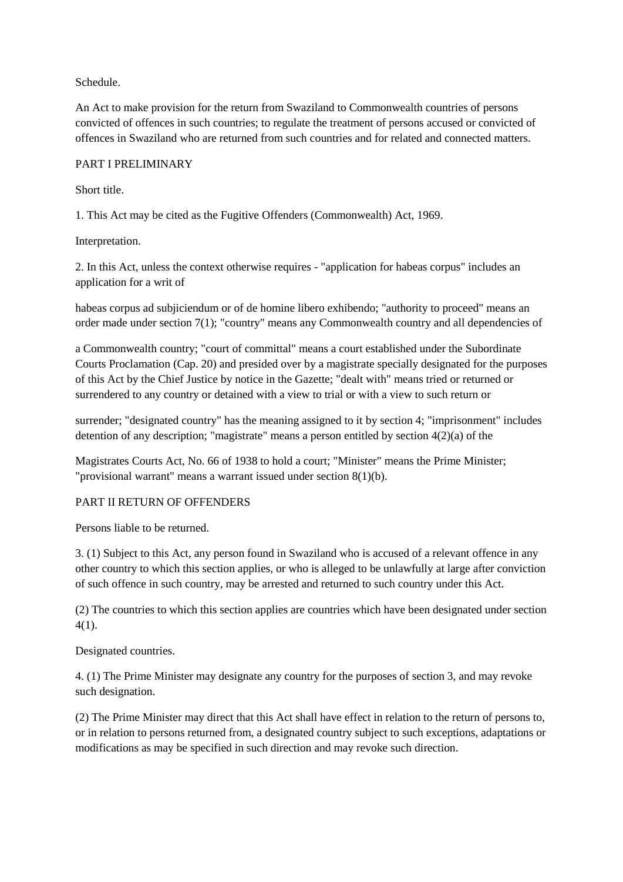Schedule.

An Act to make provision for the return from Swaziland to Commonwealth countries of persons convicted of offences in such countries; to regulate the treatment of persons accused or convicted of offences in Swaziland who are returned from such countries and for related and connected matters.

## PART I PRELIMINARY

Short title.

1. This Act may be cited as the Fugitive Offenders (Commonwealth) Act, 1969.

Interpretation.

2. In this Act, unless the context otherwise requires - "application for habeas corpus" includes an application for a writ of habeas corpus ad subjiciendum or of de homine libero exhibendo; "authority to proceed" means an order made under section 7(1); "country" means any Commonwealth country and all dependencies of a Commonwealth country; "court of committal" means a court established under the Subordinate Courts Proclamation (Cap. 20) and presided over by a magistrate specially designated for the purposes of this Act by the Chief Justice by notice in the Gazette; "dealt with" means tried or returned or surrendered to any country or detained with a view to trial or with a view to such return or surrender; "designated country" has the meaning assigned to it by section 4; "imprisonment" includes detention of any description; "magistrate" means a person entitled by section 4(2)(a) of the Magistrates Courts Act, No. 66 of 1938 to hold a court; "Minister" means the Prime Minister; "provisional warrant" means a warrant issued under section 8(1)(b).

## PART II RETURN OF OFFENDERS

Persons liable to be returned.

3. (1) Subject to this Act, any person found in Swaziland who is accused of a relevant offence in any other country to which this section applies, or who is alleged to be unlawfully at large after conviction of such offence in such country, may be arrested and returned to such country under this Act.

(2) The countries to which this section applies are countries which have been designated under section 4(1).

Designated countries.

4. (1) The Prime Minister may designate any country for the purposes of section 3, and may revoke such designation.

(2) The Prime Minister may direct that this Act shall have effect in relation to the return of persons to, or in relation to persons returned from, a designated country subject to such exceptions, adaptations or modifications as may be specified in such direction and may revoke such direction.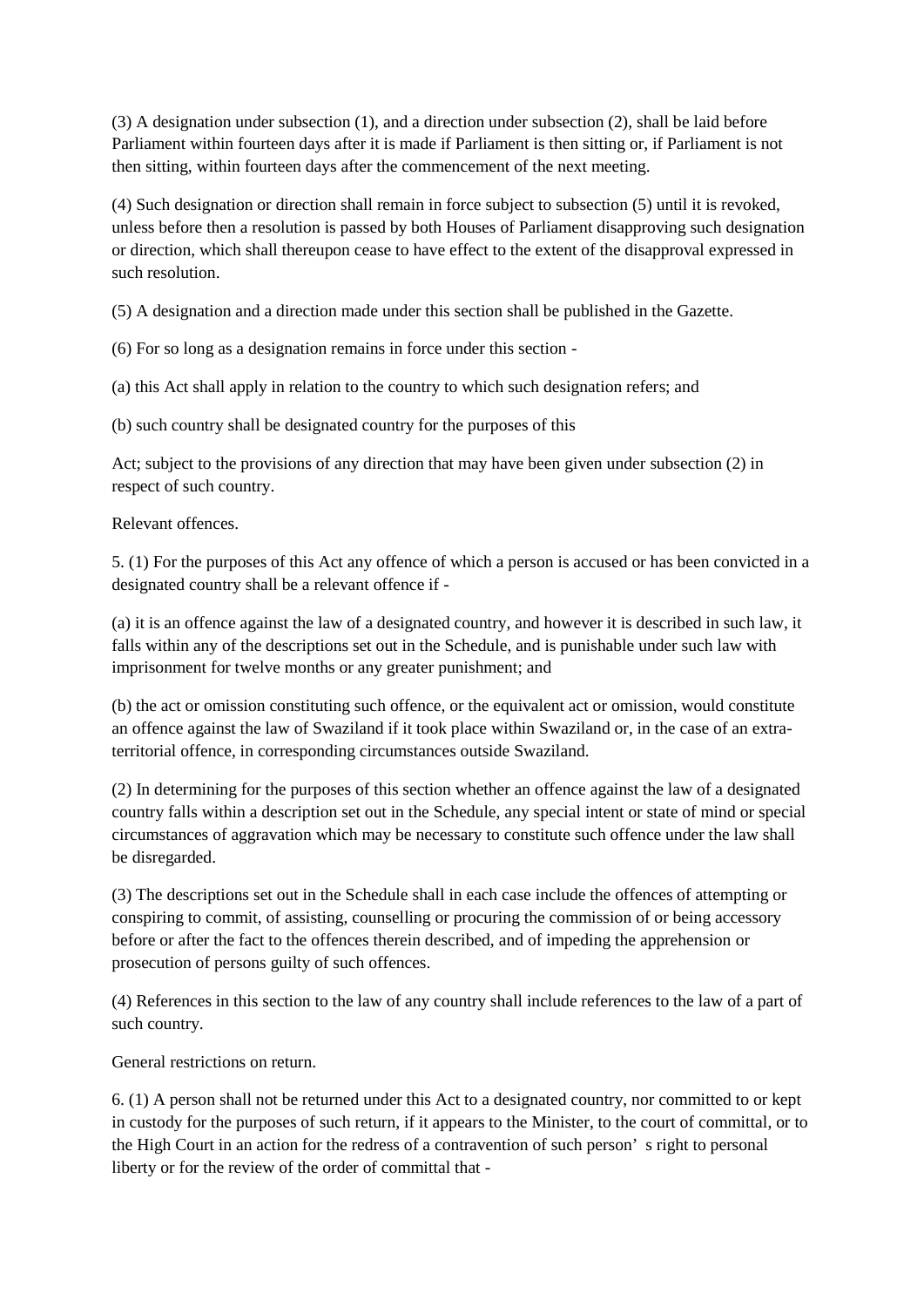(3) A designation under subsection (1), and a direction under subsection (2), shall be laid before Parliament within fourteen days after it is made if Parliament is then sitting or, if Parliament is not then sitting, within fourteen days after the commencement of the next meeting.

(4) Such designation or direction shall remain in force subject to subsection (5) until it is revoked, unless before then a resolution is passed by both Houses of Parliament disapproving such designation or direction, which shall thereupon cease to have effect to the extent of the disapproval expressed in such resolution.

(5) A designation and a direction made under this section shall be published in the Gazette.

(6) For so long as a designation remains in force under this section -

(a) this Act shall apply in relation to the country to which such designation refers; and

(b) such country shall be designated country for the purposes of this

Act; subject to the provisions of any direction that may have been given under subsection (2) in respect of such country.

Relevant offences.

5. (1) For the purposes of this Act any offence of which a person is accused or has been convicted in a designated country shall be a relevant offence if -

(a) it is an offence against the law of a designated country, and however it is described in such law, it falls within any of the descriptions set out in the Schedule, and is punishable under such law with imprisonment for twelve months or any greater punishment; and

(b) the act or omission constituting such offence, or the equivalent act or omission, would constitute an offence against the law of Swaziland if it took place within Swaziland or, in the case of an extra-territorial offence, in corresponding circumstances outside Swaziland.

(2) In determining for the purposes of this section whether an offence against the law of a designated country falls within a description set out in the Schedule, any special intent or state of mind or special circumstances of aggravation which may be necessary to constitute such offence under the law shall be disregarded.

(3) The descriptions set out in the Schedule shall in each case include the offences of attempting or conspiring to commit, of assisting, counselling or procuring the commission of or being accessory before or after the fact to the offences therein described, and of impeding the apprehension or prosecution of persons guilty of such offences.

(4) References in this section to the law of any country shall include references to the law of a part of such country.

General restrictions on return.

6. (1) A person shall not be returned under this Act to a designated country, nor committed to or kept in custody for the purposes of such return, if it appears to the Minister, to the court of committal, or to the High Court in an action for the redress of a contravention of such person's right to personal liberty or for the review of the order of committal that -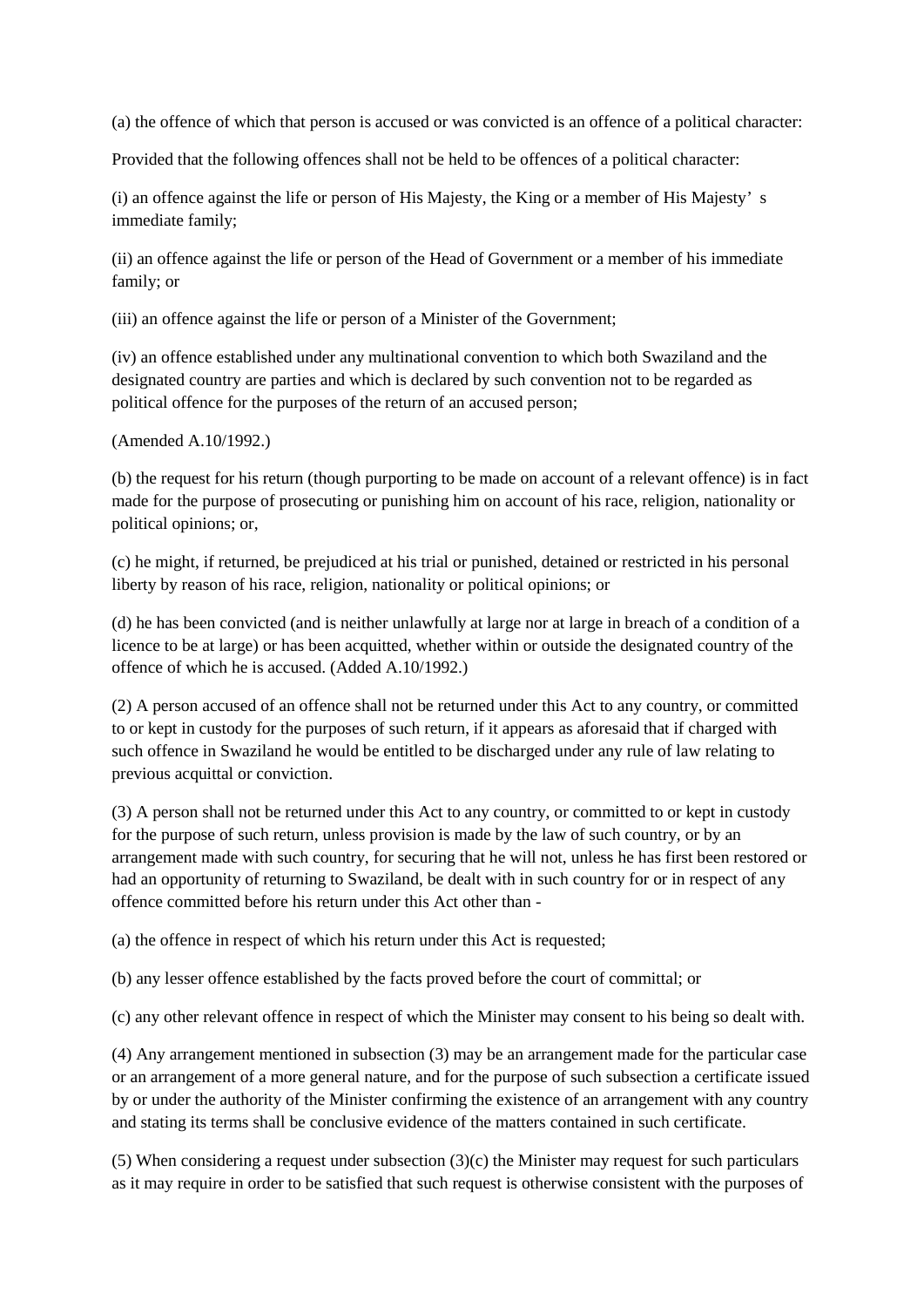(a) the offence of which that person is accused or was convicted is an offence of a political character:

Provided that the following offences shall not be held to be offences of a political character:

(i) an offence against the life or person of His Majesty, the King or a member of His Majesty's immediate family;

(ii) an offence against the life or person of the Head of Government or a member of his immediate family; or

(iii) an offence against the life or person of a Minister of the Government;

(iv) an offence established under any multinational convention to which both Swaziland and the designated country are parties and which is declared by such convention not to be regarded as political offence for the purposes of the return of an accused person;

(Amended A.10/1992.)

(b) the request for his return (though purporting to be made on account of a relevant offence) is in fact made for the purpose of prosecuting or punishing him on account of his race, religion, nationality or political opinions; or,

(c) he might, if returned, be prejudiced at his trial or punished, detained or restricted in his personal liberty by reason of his race, religion, nationality or political opinions; or

(d) he has been convicted (and is neither unlawfully at large nor at large in breach of a condition of a licence to be at large) or has been acquitted, whether within or outside the designated country of the offence of which he is accused. (Added A.10/1992.)

(2) A person accused of an offence shall not be returned under this Act to any country, or committed to or kept in custody for the purposes of such return, if it appears as aforesaid that if charged with such offence in Swaziland he would be entitled to be discharged under any rule of law relating to previous acquittal or conviction.

(3) A person shall not be returned under this Act to any country, or committed to or kept in custody for the purpose of such return, unless provision is made by the law of such country, or by an arrangement made with such country, for securing that he will not, unless he has first been restored or had an opportunity of returning to Swaziland, be dealt with in such country for or in respect of any offence committed before his return under this Act other than -

(a) the offence in respect of which his return under this Act is requested;

(b) any lesser offence established by the facts proved before the court of committal; or

(c) any other relevant offence in respect of which the Minister may consent to his being so dealt with.

(4) Any arrangement mentioned in subsection (3) may be an arrangement made for the particular case or an arrangement of a more general nature, and for the purpose of such subsection a certificate issued by or under the authority of the Minister confirming the existence of an arrangement with any country and stating its terms shall be conclusive evidence of the matters contained in such certificate.

(5) When considering a request under subsection (3)(c) the Minister may request for such particulars as it may require in order to be satisfied that such request is otherwise consistent with the purposes of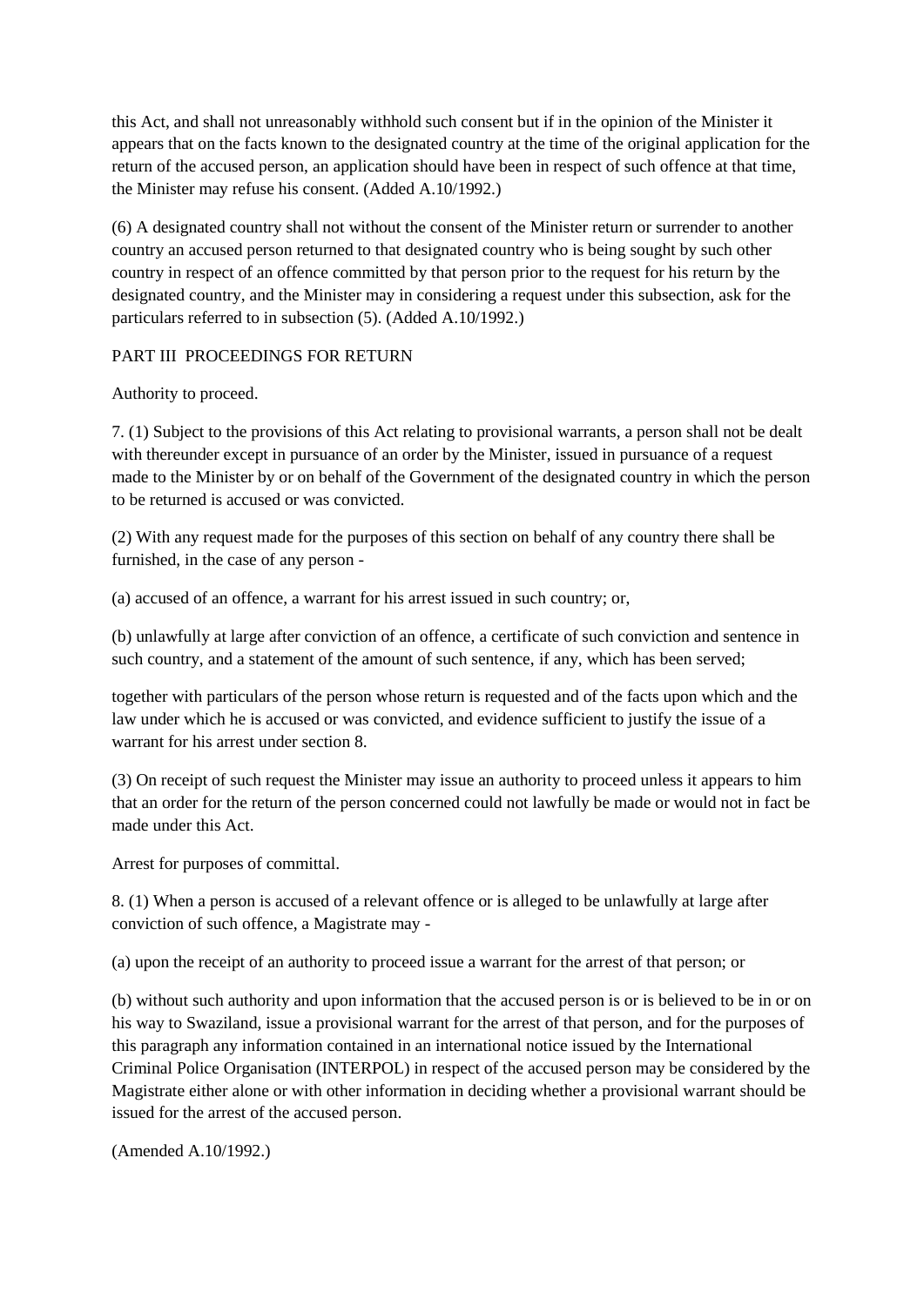this Act, and shall not unreasonably withhold such consent but if in the opinion of the Minister it appears that on the facts known to the designated country at the time of the original application for the return of the accused person, an application should have been in respect of such offence at that time, the Minister may refuse his consent. (Added A.10/1992.)

(6) A designated country shall not without the consent of the Minister return or surrender to another country an accused person returned to that designated country who is being sought by such other country in respect of an offence committed by that person prior to the request for his return by the designated country, and the Minister may in considering a request under this subsection, ask for the particulars referred to in subsection (5). (Added A.10/1992.)

## PART III PROCEEDINGS FOR RETURN

Authority to proceed.

7. (1) Subject to the provisions of this Act relating to provisional warrants, a person shall not be dealt with thereunder except in pursuance of an order by the Minister, issued in pursuance of a request made to the Minister by or on behalf of the Government of the designated country in which the person to be returned is accused or was convicted.

(2) With any request made for the purposes of this section on behalf of any country there shall be furnished, in the case of any person -

(a) accused of an offence, a warrant for his arrest issued in such country; or,

(b) unlawfully at large after conviction of an offence, a certificate of such conviction and sentence in such country, and a statement of the amount of such sentence, if any, which has been served;

together with particulars of the person whose return is requested and of the facts upon which and the law under which he is accused or was convicted, and evidence sufficient to justify the issue of a warrant for his arrest under section 8.

(3) On receipt of such request the Minister may issue an authority to proceed unless it appears to him that an order for the return of the person concerned could not lawfully be made or would not in fact be made under this Act.

Arrest for purposes of committal.

8. (1) When a person is accused of a relevant offence or is alleged to be unlawfully at large after conviction of such offence, a Magistrate may -

(a) upon the receipt of an authority to proceed issue a warrant for the arrest of that person; or

(b) without such authority and upon information that the accused person is or is believed to be in or on his way to Swaziland, issue a provisional warrant for the arrest of that person, and for the purposes of this paragraph any information contained in an international notice issued by the International Criminal Police Organisation (INTERPOL) in respect of the accused person may be considered by the Magistrate either alone or with other information in deciding whether a provisional warrant should be issued for the arrest of the accused person.

(Amended A.10/1992.)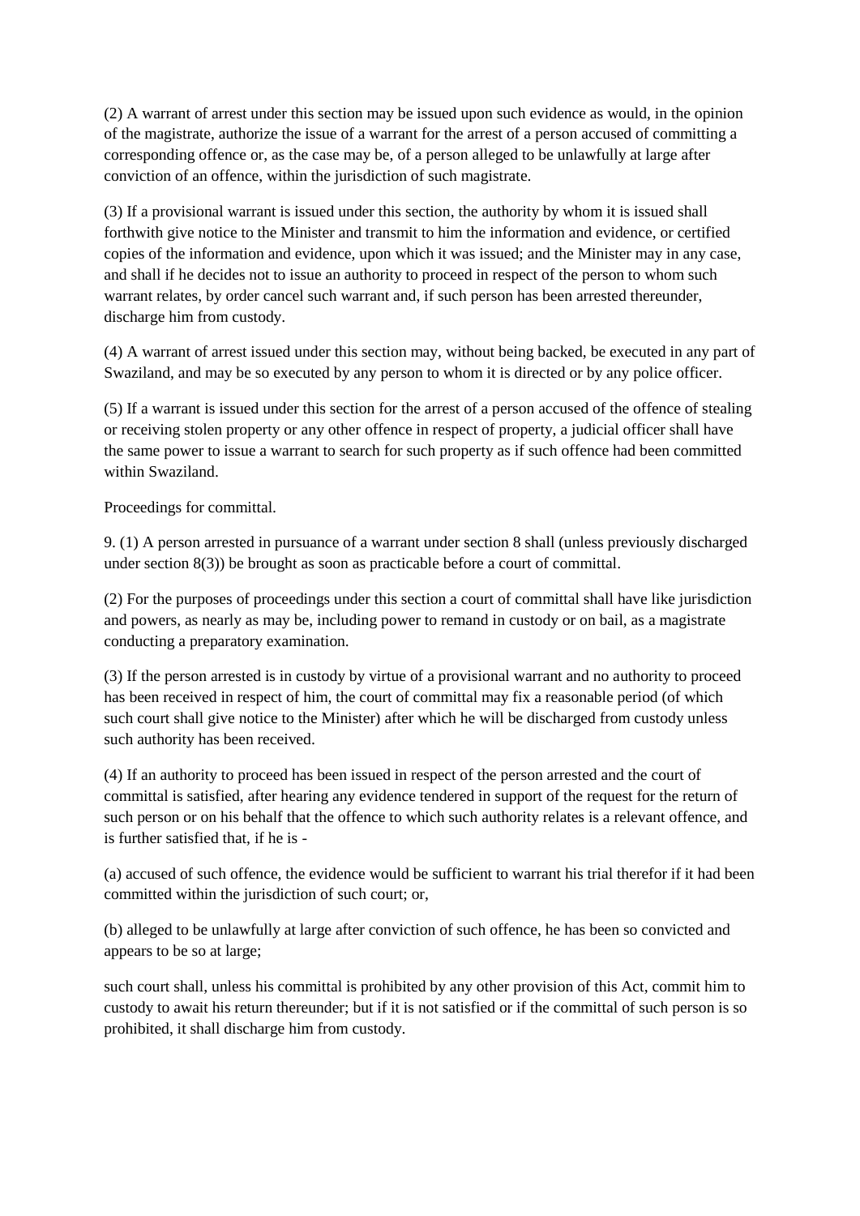(2) A warrant of arrest under this section may be issued upon such evidence as would, in the opinion of the magistrate, authorize the issue of a warrant for the arrest of a person accused of committing a corresponding offence or, as the case may be, of a person alleged to be unlawfully at large after conviction of an offence, within the jurisdiction of such magistrate.

(3) If a provisional warrant is issued under this section, the authority by whom it is issued shall forthwith give notice to the Minister and transmit to him the information and evidence, or certified copies of the information and evidence, upon which it was issued; and the Minister may in any case, and shall if he decides not to issue an authority to proceed in respect of the person to whom such warrant relates, by order cancel such warrant and, if such person has been arrested thereunder, discharge him from custody.

(4) A warrant of arrest issued under this section may, without being backed, be executed in any part of Swaziland, and may be so executed by any person to whom it is directed or by any police officer.

(5) If a warrant is issued under this section for the arrest of a person accused of the offence of stealing or receiving stolen property or any other offence in respect of property, a judicial officer shall have the same power to issue a warrant to search for such property as if such offence had been committed within Swaziland.

Proceedings for committal.

9. (1) A person arrested in pursuance of a warrant under section 8 shall (unless previously discharged under section 8(3)) be brought as soon as practicable before a court of committal.

(2) For the purposes of proceedings under this section a court of committal shall have like jurisdiction and powers, as nearly as may be, including power to remand in custody or on bail, as a magistrate conducting a preparatory examination.

(3) If the person arrested is in custody by virtue of a provisional warrant and no authority to proceed has been received in respect of him, the court of committal may fix a reasonable period (of which such court shall give notice to the Minister) after which he will be discharged from custody unless such authority has been received.

(4) If an authority to proceed has been issued in respect of the person arrested and the court of committal is satisfied, after hearing any evidence tendered in support of the request for the return of such person or on his behalf that the offence to which such authority relates is a relevant offence, and is further satisfied that, if he is -

(a) accused of such offence, the evidence would be sufficient to warrant his trial therefor if it had been committed within the jurisdiction of such court; or,

(b) alleged to be unlawfully at large after conviction of such offence, he has been so convicted and appears to be so at large;

such court shall, unless his committal is prohibited by any other provision of this Act, commit him to custody to await his return thereunder; but if it is not satisfied or if the committal of such person is so prohibited, it shall discharge him from custody.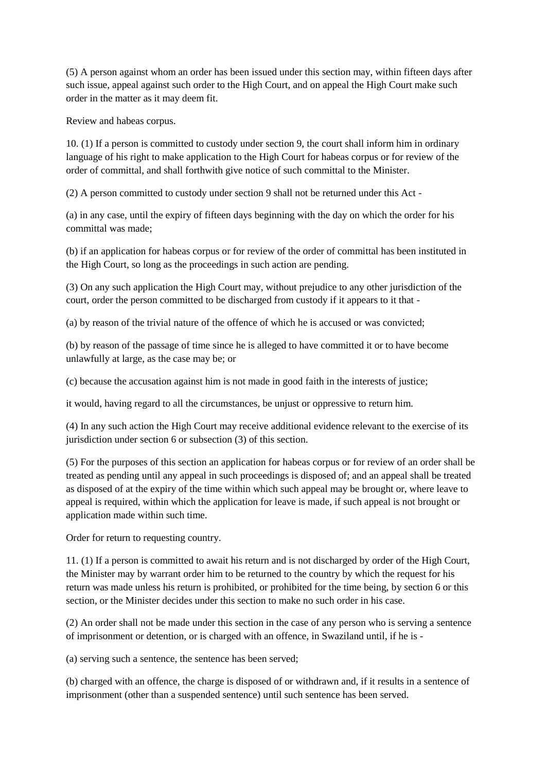(5) A person against whom an order has been issued under this section may, within fifteen days after such issue, appeal against such order to the High Court, and on appeal the High Court make such order in the matter as it may deem fit.

Review and habeas corpus.

10. (1) If a person is committed to custody under section 9, the court shall inform him in ordinary language of his right to make application to the High Court for habeas corpus or for review of the order of committal, and shall forthwith give notice of such committal to the Minister.

(2) A person committed to custody under section 9 shall not be returned under this Act -

(a) in any case, until the expiry of fifteen days beginning with the day on which the order for his committal was made;

(b) if an application for habeas corpus or for review of the order of committal has been instituted in the High Court, so long as the proceedings in such action are pending.

(3) On any such application the High Court may, without prejudice to any other jurisdiction of the court, order the person committed to be discharged from custody if it appears to it that -

(a) by reason of the trivial nature of the offence of which he is accused or was convicted;

(b) by reason of the passage of time since he is alleged to have committed it or to have become unlawfully at large, as the case may be; or

(c) because the accusation against him is not made in good faith in the interests of justice;

it would, having regard to all the circumstances, be unjust or oppressive to return him.

(4) In any such action the High Court may receive additional evidence relevant to the exercise of its jurisdiction under section 6 or subsection (3) of this section.

(5) For the purposes of this section an application for habeas corpus or for review of an order shall be treated as pending until any appeal in such proceedings is disposed of; and an appeal shall be treated as disposed of at the expiry of the time within which such appeal may be brought or, where leave to appeal is required, within which the application for leave is made, if such appeal is not brought or application made within such time.

Order for return to requesting country.

11. (1) If a person is committed to await his return and is not discharged by order of the High Court, the Minister may by warrant order him to be returned to the country by which the request for his return was made unless his return is prohibited, or prohibited for the time being, by section 6 or this section, or the Minister decides under this section to make no such order in his case.

(2) An order shall not be made under this section in the case of any person who is serving a sentence of imprisonment or detention, or is charged with an offence, in Swaziland until, if he is -

(a) serving such a sentence, the sentence has been served;

(b) charged with an offence, the charge is disposed of or withdrawn and, if it results in a sentence of imprisonment (other than a suspended sentence) until such sentence has been served.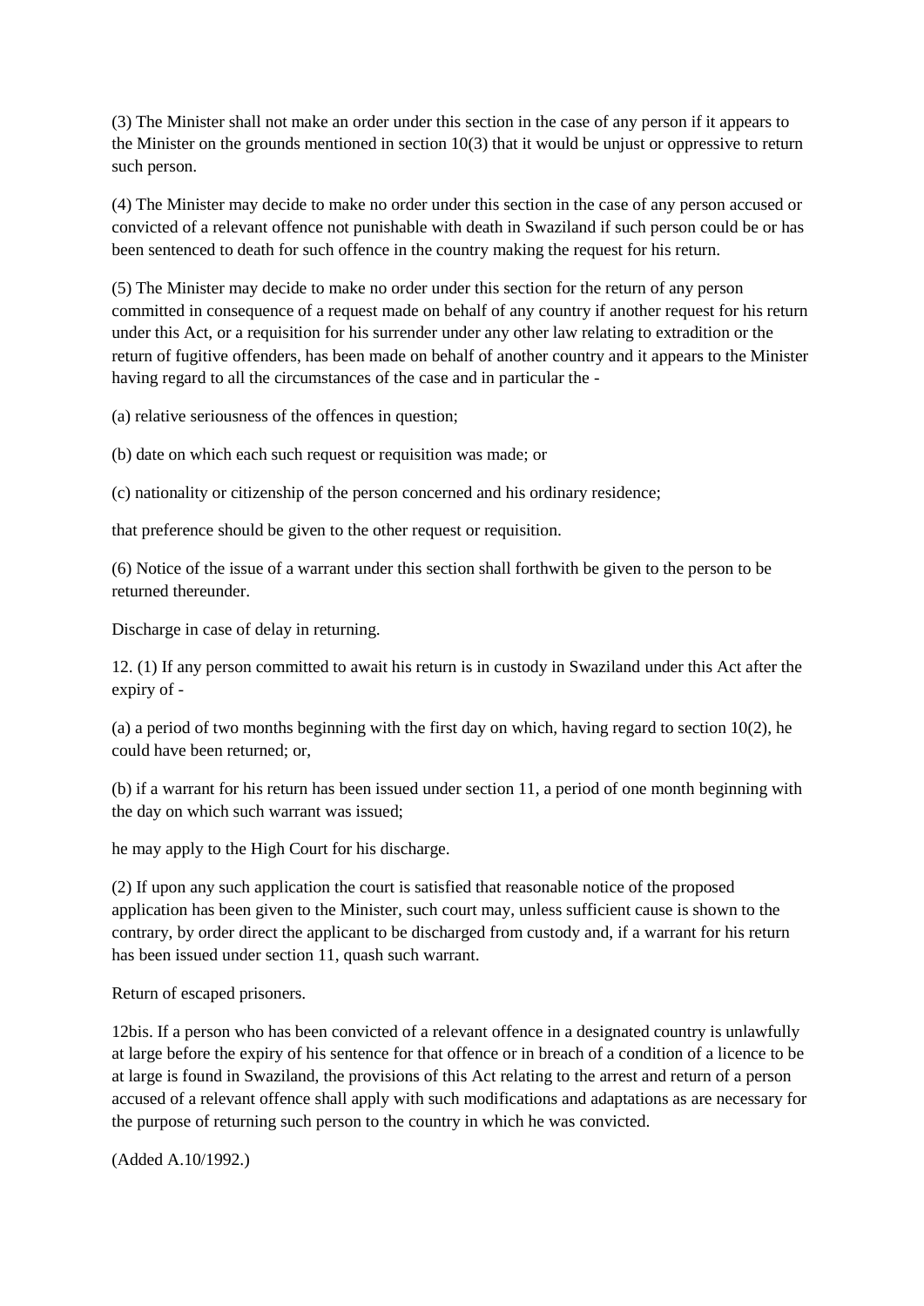(3) The Minister shall not make an order under this section in the case of any person if it appears to the Minister on the grounds mentioned in section 10(3) that it would be unjust or oppressive to return such person.

(4) The Minister may decide to make no order under this section in the case of any person accused or convicted of a relevant offence not punishable with death in Swaziland if such person could be or has been sentenced to death for such offence in the country making the request for his return.

(5) The Minister may decide to make no order under this section for the return of any person committed in consequence of a request made on behalf of any country if another request for his return under this Act, or a requisition for his surrender under any other law relating to extradition or the return of fugitive offenders, has been made on behalf of another country and it appears to the Minister having regard to all the circumstances of the case and in particular the -

(a) relative seriousness of the offences in question;

(b) date on which each such request or requisition was made; or

(c) nationality or citizenship of the person concerned and his ordinary residence;

that preference should be given to the other request or requisition.

(6) Notice of the issue of a warrant under this section shall forthwith be given to the person to be returned thereunder.

Discharge in case of delay in returning.

12. (1) If any person committed to await his return is in custody in Swaziland under this Act after the expiry of -

(a) a period of two months beginning with the first day on which, having regard to section 10(2), he could have been returned; or,

(b) if a warrant for his return has been issued under section 11, a period of one month beginning with the day on which such warrant was issued;

he may apply to the High Court for his discharge.

(2) If upon any such application the court is satisfied that reasonable notice of the proposed application has been given to the Minister, such court may, unless sufficient cause is shown to the contrary, by order direct the applicant to be discharged from custody and, if a warrant for his return has been issued under section 11, quash such warrant.

Return of escaped prisoners.

12bis. If a person who has been convicted of a relevant offence in a designated country is unlawfully at large before the expiry of his sentence for that offence or in breach of a condition of a licence to be at large is found in Swaziland, the provisions of this Act relating to the arrest and return of a person accused of a relevant offence shall apply with such modifications and adaptations as are necessary for the purpose of returning such person to the country in which he was convicted.

(Added A.10/1992.)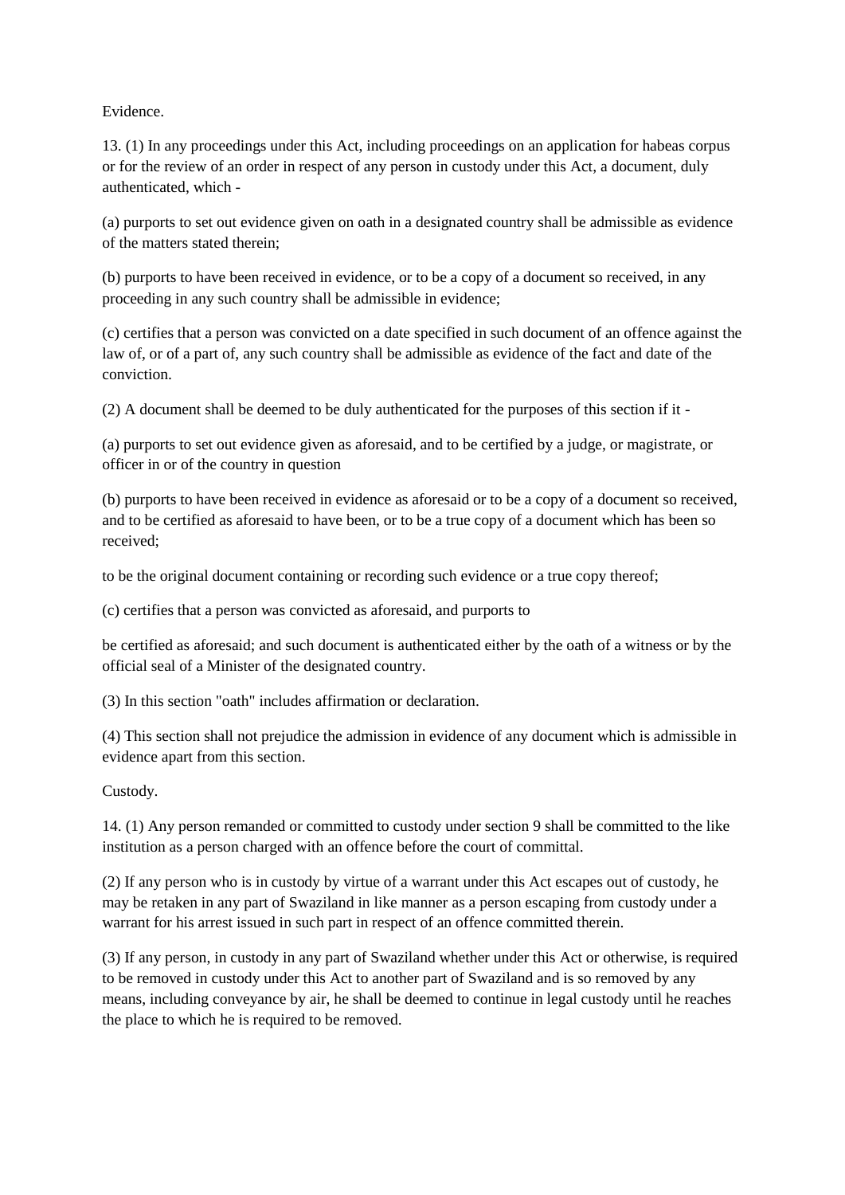Evidence.

13. (1) In any proceedings under this Act, including proceedings on an application for habeas corpus or for the review of an order in respect of any person in custody under this Act, a document, duly authenticated, which -

(a) purports to set out evidence given on oath in a designated country shall be admissible as evidence of the matters stated therein;

(b) purports to have been received in evidence, or to be a copy of a document so received, in any proceeding in any such country shall be admissible in evidence;

(c) certifies that a person was convicted on a date specified in such document of an offence against the law of, or of a part of, any such country shall be admissible as evidence of the fact and date of the conviction.

(2) A document shall be deemed to be duly authenticated for the purposes of this section if it -

(a) purports to set out evidence given as aforesaid, and to be certified by a judge, or magistrate, or officer in or of the country in question

(b) purports to have been received in evidence as aforesaid or to be a copy of a document so received, and to be certified as aforesaid to have been, or to be a true copy of a document which has been so received;

to be the original document containing or recording such evidence or a true copy thereof;

(c) certifies that a person was convicted as aforesaid, and purports to

be certified as aforesaid; and such document is authenticated either by the oath of a witness or by the official seal of a Minister of the designated country.

(3) In this section "oath" includes affirmation or declaration.

(4) This section shall not prejudice the admission in evidence of any document which is admissible in evidence apart from this section.

Custody.

14. (1) Any person remanded or committed to custody under section 9 shall be committed to the like institution as a person charged with an offence before the court of committal.

(2) If any person who is in custody by virtue of a warrant under this Act escapes out of custody, he may be retaken in any part of Swaziland in like manner as a person escaping from custody under a warrant for his arrest issued in such part in respect of an offence committed therein.

(3) If any person, in custody in any part of Swaziland whether under this Act or otherwise, is required to be removed in custody under this Act to another part of Swaziland and is so removed by any means, including conveyance by air, he shall be deemed to continue in legal custody until he reaches the place to which he is required to be removed.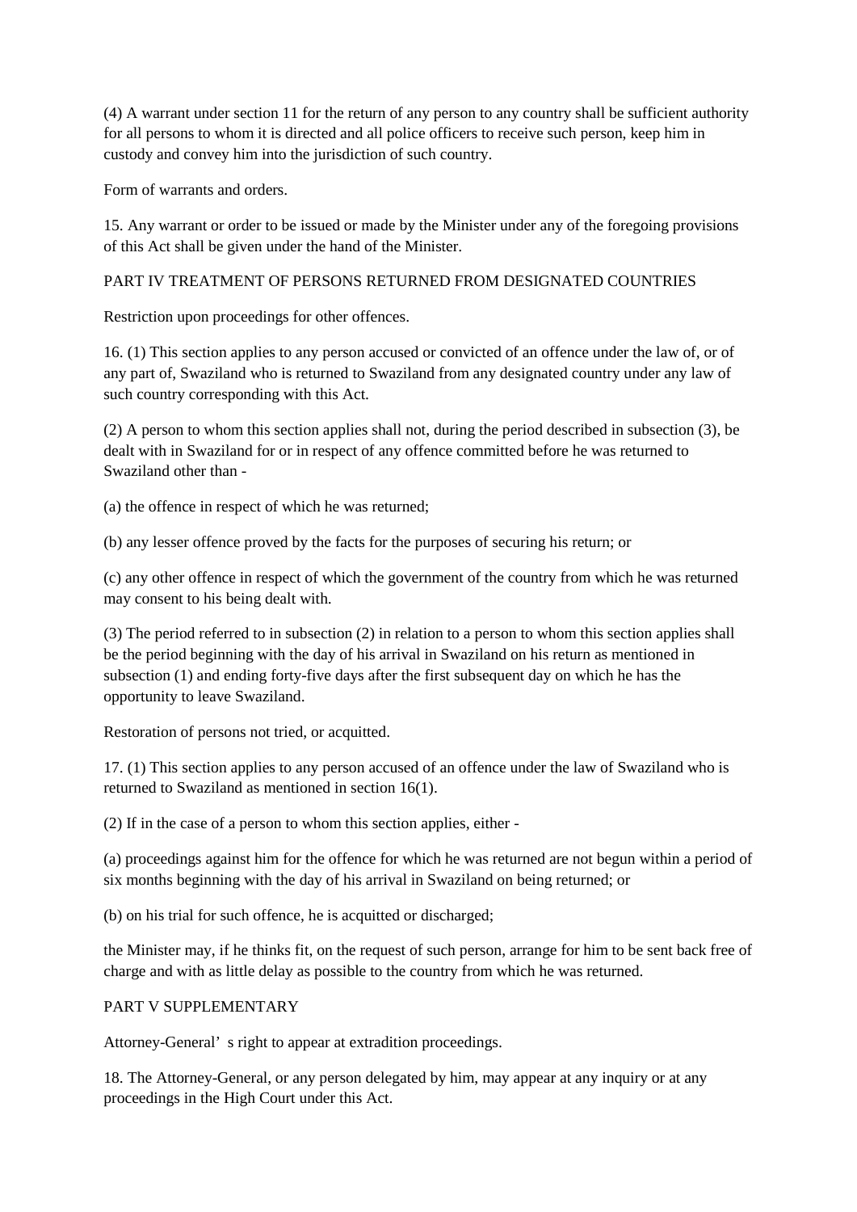(4) A warrant under section 11 for the return of any person to any country shall be sufficient authority for all persons to whom it is directed and all police officers to receive such person, keep him in custody and convey him into the jurisdiction of such country.

Form of warrants and orders.

15. Any warrant or order to be issued or made by the Minister under any of the foregoing provisions of this Act shall be given under the hand of the Minister.

## PART IV TREATMENT OF PERSONS RETURNED FROM DESIGNATED COUNTRIES

Restriction upon proceedings for other offences.

16. (1) This section applies to any person accused or convicted of an offence under the law of, or of any part of, Swaziland who is returned to Swaziland from any designated country under any law of such country corresponding with this Act.

(2) A person to whom this section applies shall not, during the period described in subsection (3), be dealt with in Swaziland for or in respect of any offence committed before he was returned to Swaziland other than -

(a) the offence in respect of which he was returned;

(b) any lesser offence proved by the facts for the purposes of securing his return; or

(c) any other offence in respect of which the government of the country from which he was returned may consent to his being dealt with.

(3) The period referred to in subsection (2) in relation to a person to whom this section applies shall be the period beginning with the day of his arrival in Swaziland on his return as mentioned in subsection (1) and ending forty-five days after the first subsequent day on which he has the opportunity to leave Swaziland.

Restoration of persons not tried, or acquitted.

17. (1) This section applies to any person accused of an offence under the law of Swaziland who is returned to Swaziland as mentioned in section 16(1).

(2) If in the case of a person to whom this section applies, either -

(a) proceedings against him for the offence for which he was returned are not begun within a period of six months beginning with the day of his arrival in Swaziland on being returned; or

(b) on his trial for such offence, he is acquitted or discharged;

the Minister may, if he thinks fit, on the request of such person, arrange for him to be sent back free of charge and with as little delay as possible to the country from which he was returned.

## PART V SUPPLEMENTARY

Attorney-General' s right to appear at extradition proceedings.

18. The Attorney-General, or any person delegated by him, may appear at any inquiry or at any proceedings in the High Court under this Act.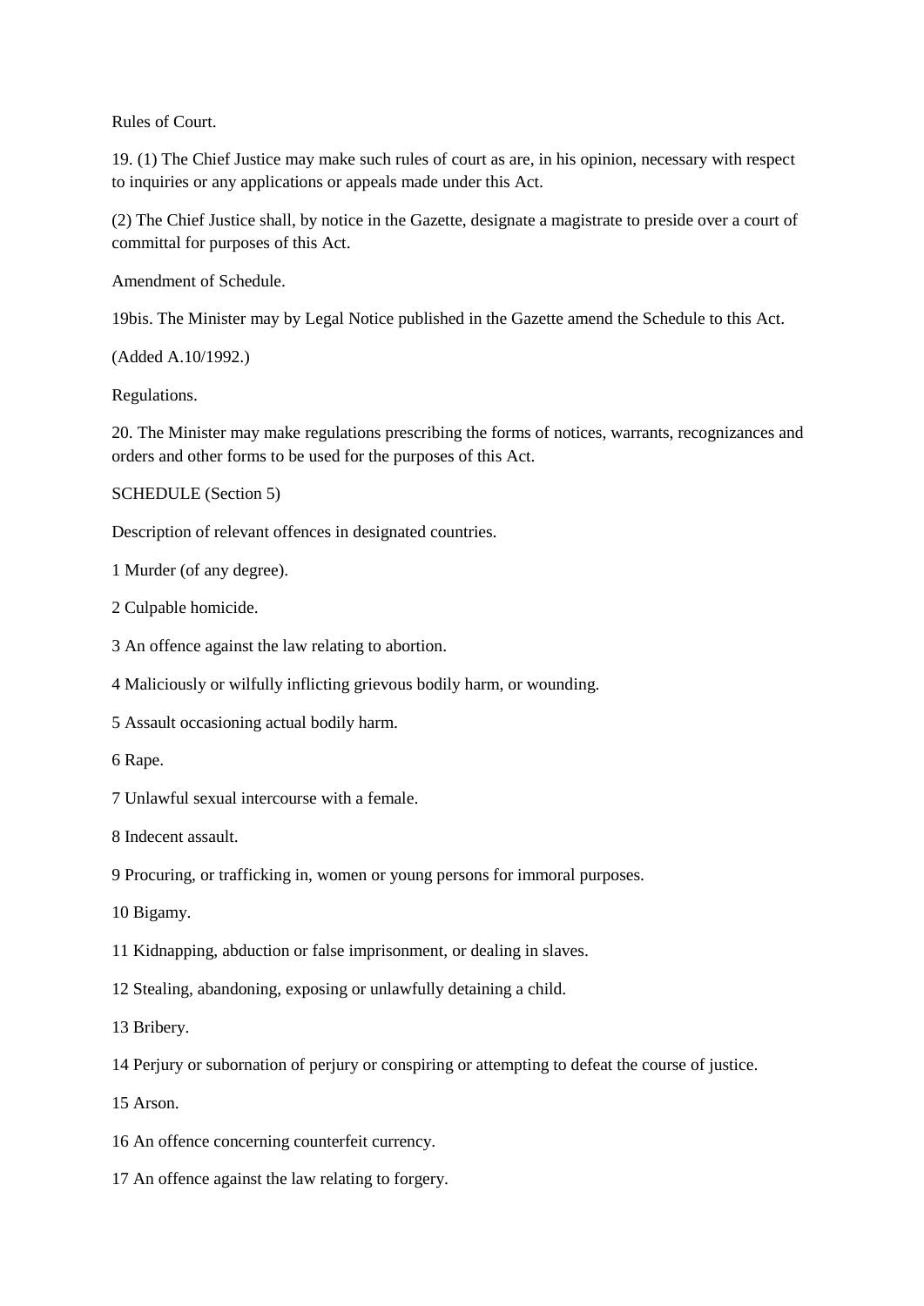Rules of Court.

19. (1) The Chief Justice may make such rules of court as are, in his opinion, necessary with respect to inquiries or any applications or appeals made under this Act.

(2) The Chief Justice shall, by notice in the Gazette, designate a magistrate to preside over a court of committal for purposes of this Act.

Amendment of Schedule.

19bis. The Minister may by Legal Notice published in the Gazette amend the Schedule to this Act.

(Added A.10/1992.)

Regulations.

20. The Minister may make regulations prescribing the forms of notices, warrants, recognizances and orders and other forms to be used for the purposes of this Act.

SCHEDULE (Section 5)

Description of relevant offences in designated countries.

1 Murder (of any degree).

2 Culpable homicide.

3 An offence against the law relating to abortion.

4 Maliciously or wilfully inflicting grievous bodily harm, or wounding.

5 Assault occasioning actual bodily harm.

6 Rape.

7 Unlawful sexual intercourse with a female.

8 Indecent assault.

9 Procuring, or trafficking in, women or young persons for immoral purposes.

10 Bigamy.

11 Kidnapping, abduction or false imprisonment, or dealing in slaves.

12 Stealing, abandoning, exposing or unlawfully detaining a child.

13 Bribery.

14 Perjury or subornation of perjury or conspiring or attempting to defeat the course of justice.

15 Arson.

16 An offence concerning counterfeit currency.

17 An offence against the law relating to forgery.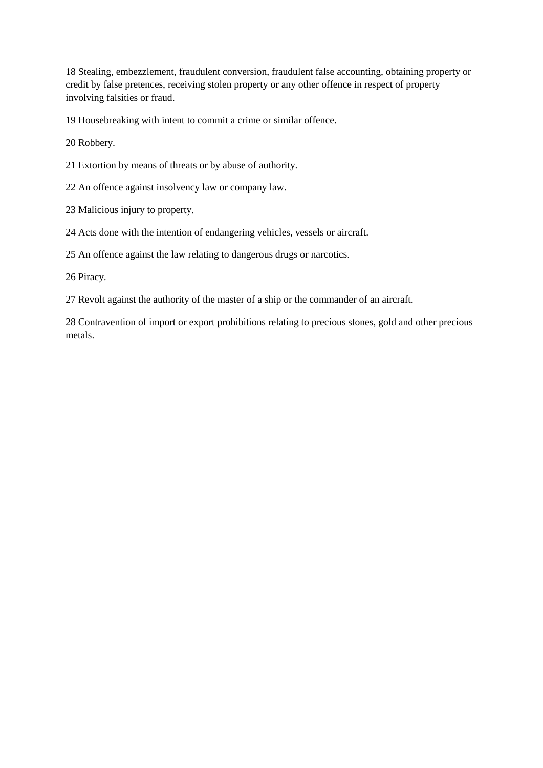18 Stealing, embezzlement, fraudulent conversion, fraudulent false accounting, obtaining property or credit by false pretences, receiving stolen property or any other offence in respect of property involving falsities or fraud.

19 Housebreaking with intent to commit a crime or similar offence.

20 Robbery.

21 Extortion by means of threats or by abuse of authority.

22 An offence against insolvency law or company law.

23 Malicious injury to property.

24 Acts done with the intention of endangering vehicles, vessels or aircraft.

25 An offence against the law relating to dangerous drugs or narcotics.

26 Piracy.

27 Revolt against the authority of the master of a ship or the commander of an aircraft.

28 Contravention of import or export prohibitions relating to precious stones, gold and other precious metals.